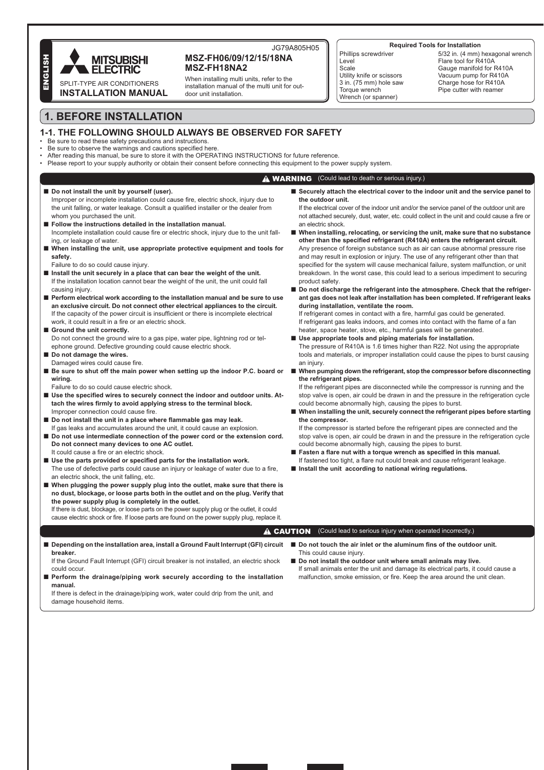ENGLISH

MITSUBISHI ELECTRIC

SPLIT-TYPE AIR CONDITIONERS

**INSTALLATION MANUAL**

JG79A805H05

**MSZ-FH06/09/12/15/18NA**
**MSZ-FH18NA2**

When installing multi units, refer to the installation manual of the multi unit for outdoor unit installation.

**Required Tools for Installation**

| | |
|---|---|
| Phillips screwdriver | 5/32 in. (4 mm) hexagonal wrench |
| Level | Flare tool for R410A |
| Scale | Gauge manifold for R410A |
| Utility knife or scissors | Vacuum pump for R410A |
| 3 in. (75 mm) hole saw | Charge hose for R410A |
| Torque wrench | Pipe cutter with reamer |
| Wrench (or spanner) | |

# 1. BEFORE INSTALLATION

## 1-1. THE FOLLOWING SHOULD ALWAYS BE OBSERVED FOR SAFETY

- Be sure to read these safety precautions and instructions.
- Be sure to observe the warnings and cautions specified here.
- After reading this manual, be sure to store it with the OPERATING INSTRUCTIONS for future reference.
- Please report to your supply authority or obtain their consent before connecting this equipment to the power supply system.

### ⚠ WARNING (Could lead to death or serious injury.)

- **Do not install the unit by yourself (user).**
  Improper or incomplete installation could cause fire, electric shock, injury due to the unit falling, or water leakage. Consult a qualified installer or the dealer from whom you purchased the unit.
- **Follow the instructions detailed in the installation manual.**
  Incomplete installation could cause fire or electric shock, injury due to the unit falling, or leakage of water.
- **When installing the unit, use appropriate protective equipment and tools for safety.**
  Failure to do so could cause injury.
- **Install the unit securely in a place that can bear the weight of the unit.**
  If the installation location cannot bear the weight of the unit, the unit could fall causing injury.
- **Perform electrical work according to the installation manual and be sure to use an exclusive circuit. Do not connect other electrical appliances to the circuit.**
  If the capacity of the power circuit is insufficient or there is incomplete electrical work, it could result in a fire or an electric shock.
- **Ground the unit correctly.**
  Do not connect the ground wire to a gas pipe, water pipe, lightning rod or telephone ground. Defective grounding could cause electric shock.
- **Do not damage the wires.**
  Damaged wires could cause fire.
- **Be sure to shut off the main power when setting up the indoor P.C. board or wiring.**
  Failure to do so could cause electric shock.
- **Use the specified wires to securely connect the indoor and outdoor units. Attach the wires firmly to avoid applying stress to the terminal block.**
  Improper connection could cause fire.
- **Do not install the unit in a place where flammable gas may leak.**
  If gas leaks and accumulates around the unit, it could cause an explosion.
- **Do not use intermediate connection of the power cord or the extension cord. Do not connect many devices to one AC outlet.**
  It could cause a fire or an electric shock.
- **Use the parts provided or specified parts for the installation work.**
  The use of defective parts could cause an injury or leakage of water due to a fire, an electric shock, the unit falling, etc.
- **When plugging the power supply plug into the outlet, make sure that there is no dust, blockage, or loose parts both in the outlet and on the plug. Verify that the power supply plug is completely in the outlet.**
  If there is dust, blockage, or loose parts on the power supply plug or the outlet, it could cause electric shock or fire. If loose parts are found on the power supply plug, replace it.
- **Securely attach the electrical cover to the indoor unit and the service panel to the outdoor unit.**
  If the electrical cover of the indoor unit and/or the service panel of the outdoor unit are not attached securely, dust, water, etc. could collect in the unit and could cause a fire or an electric shock.
- **When installing, relocating, or servicing the unit, make sure that no substance other than the specified refrigerant (R410A) enters the refrigerant circuit.**
  Any presence of foreign substance such as air can cause abnormal pressure rise and may result in explosion or injury. The use of any refrigerant other than that specified for the system will cause mechanical failure, system malfunction, or unit breakdown. In the worst case, this could lead to a serious impediment to securing product safety.
- **Do not discharge the refrigerant into the atmosphere. Check that the refrigerant gas does not leak after installation has been completed. If refrigerant leaks during installation, ventilate the room.**
  If refrigerant comes in contact with a fire, harmful gas could be generated.
  If refrigerant gas leaks indoors, and comes into contact with the flame of a fan heater, space heater, stove, etc., harmful gases will be generated.
- **Use appropriate tools and piping materials for installation.**
  The pressure of R410A is 1.6 times higher than R22. Not using the appropriate tools and materials, or improper installation could cause the pipes to burst causing an injury.
- **When pumping down the refrigerant, stop the compressor before disconnecting the refrigerant pipes.**
  If the refrigerant pipes are disconnected while the compressor is running and the stop valve is open, air could be drawn in and the pressure in the refrigeration cycle could become abnormally high, causing the pipes to burst.
- **When installing the unit, securely connect the refrigerant pipes before starting the compressor.**
  If the compressor is started before the refrigerant pipes are connected and the stop valve is open, air could be drawn in and the pressure in the refrigeration cycle could become abnormally high, causing the pipes to burst.
- **Fasten a flare nut with a torque wrench as specified in this manual.**
  If fastened too tight, a flare nut could break and cause refrigerant leakage.
- **Install the unit according to national wiring regulations.**

### ⚠ CAUTION (Could lead to serious injury when operated incorrectly.)

- **Depending on the installation area, install a Ground Fault Interrupt (GFI) circuit breaker.**
  If the Ground Fault Interrupt (GFI) circuit breaker is not installed, an electric shock could occur.
- **Perform the drainage/piping work securely according to the installation manual.**
  If there is defect in the drainage/piping work, water could drip from the unit, and damage household items.
- **Do not touch the air inlet or the aluminum fins of the outdoor unit.**
  This could cause injury.
- **Do not install the outdoor unit where small animals may live.**
  If small animals enter the unit and damage its electrical parts, it could cause a malfunction, smoke emission, or fire. Keep the area around the unit clean.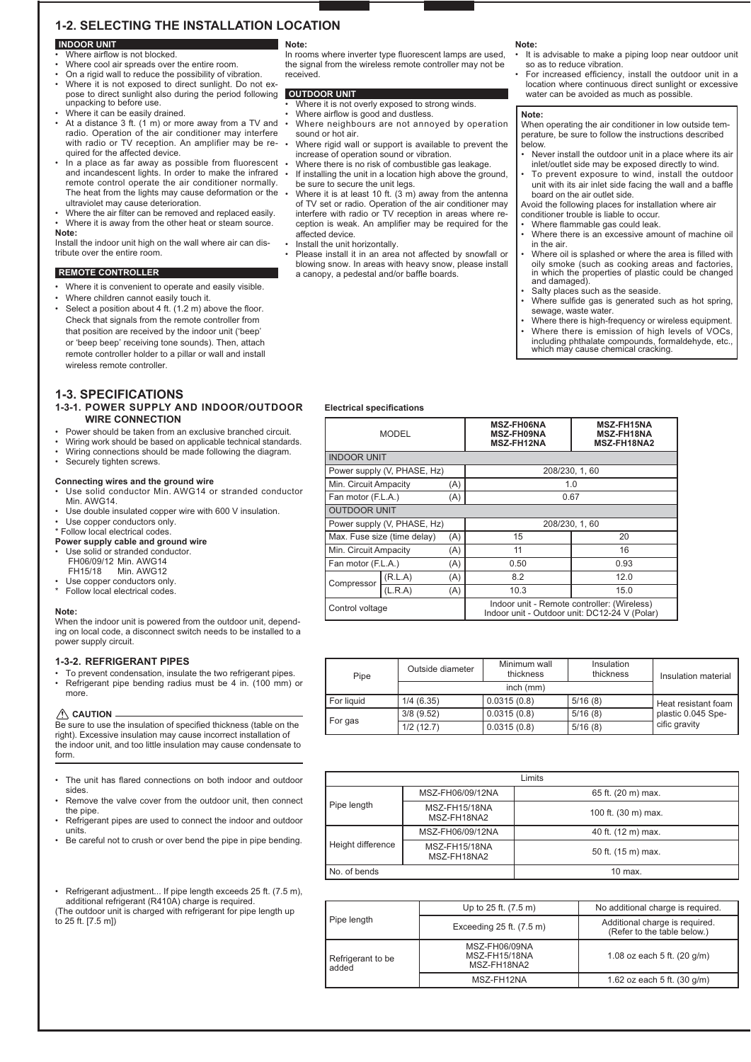## 1-2. SELECTING THE INSTALLATION LOCATION

### INDOOR UNIT

- Where airflow is not blocked.
- Where cool air spreads over the entire room.
- On a rigid wall to reduce the possibility of vibration.
- Where it is not exposed to direct sunlight. Do not expose to direct sunlight also during the period following unpacking to before use.
- Where it can be easily drained.
- At a distance 3 ft. (1 m) or more away from a TV and radio. Operation of the air conditioner may interfere with radio or TV reception. An amplifier may be required for the affected device.
- In a place as far away as possible from fluorescent and incandescent lights. In order to make the infrared remote control operate the air conditioner normally. The heat from the lights may cause deformation or the ultraviolet may cause deterioration.
- Where the air filter can be removed and replaced easily.
- Where it is away from the other heat or steam source.

**Note:**
Install the indoor unit high on the wall where air can distribute over the entire room.

### REMOTE CONTROLLER

- Where it is convenient to operate and easily visible.
- Where children cannot easily touch it.
- Select a position about 4 ft. (1.2 m) above the floor. Check that signals from the remote controller from that position are received by the indoor unit ('beep' or 'beep beep' receiving tone sounds). Then, attach remote controller holder to a pillar or wall and install wireless remote controller.

**Note:**
In rooms where inverter type fluorescent lamps are used, the signal from the wireless remote controller may not be received.

### OUTDOOR UNIT

- Where it is not overly exposed to strong winds.
- Where airflow is good and dustless.
- Where neighbours are not annoyed by operation sound or hot air.
- Where rigid wall or support is available to prevent the increase of operation sound or vibration.
- Where there is no risk of combustible gas leakage.
- If installing the unit in a location high above the ground, be sure to secure the unit legs.
- Where it is at least 10 ft. (3 m) away from the antenna of TV set or radio. Operation of the air conditioner may interfere with radio or TV reception in areas where reception is weak. An amplifier may be required for the affected device.
- Install the unit horizontally.
- Please install it in an area not affected by snowfall or blowing snow. In areas with heavy snow, please install a canopy, a pedestal and/or baffle boards.

**Note:**

- It is advisable to make a piping loop near outdoor unit so as to reduce vibration.
- For increased efficiency, install the outdoor unit in a location where continuous direct sunlight or excessive water can be avoided as much as possible.

**Note:**
When operating the air conditioner in low outside temperature, be sure to follow the instructions described below.

- Never install the outdoor unit in a place where its air inlet/outlet side may be exposed directly to wind.
- To prevent exposure to wind, install the outdoor unit with its air inlet side facing the wall and a baffle board on the air outlet side.

Avoid the following places for installation where air conditioner trouble is liable to occur.

- Where flammable gas could leak.
- Where there is an excessive amount of machine oil in the air.
- Where oil is splashed or where the area is filled with oily smoke (such as cooking areas and factories, in which the properties of plastic could be changed and damaged).
- Salty places such as the seaside.
- Where sulfide gas is generated such as hot spring, sewage, waste water.
- Where there is high-frequency or wireless equipment.
- Where there is emission of high levels of VOCs, including phthalate compounds, formaldehyde, etc., which may cause chemical cracking.

## 1-3. SPECIFICATIONS

### 1-3-1. POWER SUPPLY AND INDOOR/OUTDOOR WIRE CONNECTION

- Power should be taken from an exclusive branched circuit.
- Wiring work should be based on applicable technical standards.
- Wiring connections should be made following the diagram.
- Securely tighten screws.

**Connecting wires and the ground wire**

- Use solid conductor Min. AWG14 or stranded conductor Min. AWG14.
- Use double insulated copper wire with 600 V insulation.
- Use copper conductors only.

\* Follow local electrical codes.

**Power supply cable and ground wire**

- Use solid or stranded conductor.
  FH06/09/12 Min. AWG14
  FH15/18 Min. AWG12
- Use copper conductors only.
- \* Follow local electrical codes.

**Note:**
When the indoor unit is powered from the outdoor unit, depending on local code, a disconnect switch needs to be installed to a power supply circuit.

**Electrical specifications**

| MODEL | | | MSZ-FH06NA MSZ-FH09NA MSZ-FH12NA | MSZ-FH15NA MSZ-FH18NA MSZ-FH18NA2 |
|---|---|---|---|---|
| INDOOR UNIT | | | | |
| Power supply (V, PHASE, Hz) | | | 208/230, 1, 60 | |
| Min. Circuit Ampacity | | (A) | 1.0 | |
| Fan motor (F.L.A.) | | (A) | 0.67 | |
| OUTDOOR UNIT | | | | |
| Power supply (V, PHASE, Hz) | | | 208/230, 1, 60 | |
| Max. Fuse size (time delay) | | (A) | 15 | 20 |
| Min. Circuit Ampacity | | (A) | 11 | 16 |
| Fan motor (F.L.A.) | | (A) | 0.50 | 0.93 |
| Compressor | (R.L.A) | (A) | 8.2 | 12.0 |
| | (L.R.A) | (A) | 10.3 | 15.0 |
| Control voltage | | | Indoor unit - Remote controller: (Wireless) Indoor unit - Outdoor unit: DC12-24 V (Polar) | |

### 1-3-2. REFRIGERANT PIPES

- To prevent condensation, insulate the two refrigerant pipes.
- Refrigerant pipe bending radius must be 4 in. (100 mm) or more.

**⚠ CAUTION**

Be sure to use the insulation of specified thickness (table on the right). Excessive insulation may cause incorrect installation of the indoor unit, and too little insulation may cause condensate to form.

| Pipe | Outside diameter | Minimum wall thickness | Insulation thickness | Insulation material |
|---|---|---|---|---|
| | inch (mm) | | | |
| For liquid | 1/4 (6.35) | 0.0315 (0.8) | 5/16 (8) | Heat resistant foam plastic 0.045 Specific gravity |
| For gas | 3/8 (9.52) | 0.0315 (0.8) | 5/16 (8) | |
| | 1/2 (12.7) | 0.0315 (0.8) | 5/16 (8) | |

- The unit has flared connections on both indoor and outdoor sides.
- Remove the valve cover from the outdoor unit, then connect the pipe.
- Refrigerant pipes are used to connect the indoor and outdoor units.
- Be careful not to crush or over bend the pipe in pipe bending.

| Limits | | |
|---|---|---|
| Pipe length | MSZ-FH06/09/12NA | 65 ft. (20 m) max. |
| | MSZ-FH15/18NA MSZ-FH18NA2 | 100 ft. (30 m) max. |
| Height difference | MSZ-FH06/09/12NA | 40 ft. (12 m) max. |
| | MSZ-FH15/18NA MSZ-FH18NA2 | 50 ft. (15 m) max. |
| No. of bends | | 10 max. |

- Refrigerant adjustment... If pipe length exceeds 25 ft. (7.5 m), additional refrigerant (R410A) charge is required.

(The outdoor unit is charged with refrigerant for pipe length up to 25 ft. [7.5 m])

| | | |
|---|---|---|
| Pipe length | Up to 25 ft. (7.5 m) | No additional charge is required. |
| | Exceeding 25 ft. (7.5 m) | Additional charge is required. (Refer to the table below.) |
| Refrigerant to be added | MSZ-FH06/09NA MSZ-FH15/18NA MSZ-FH18NA2 | 1.08 oz each 5 ft. (20 g/m) |
| | MSZ-FH12NA | 1.62 oz each 5 ft. (30 g/m) |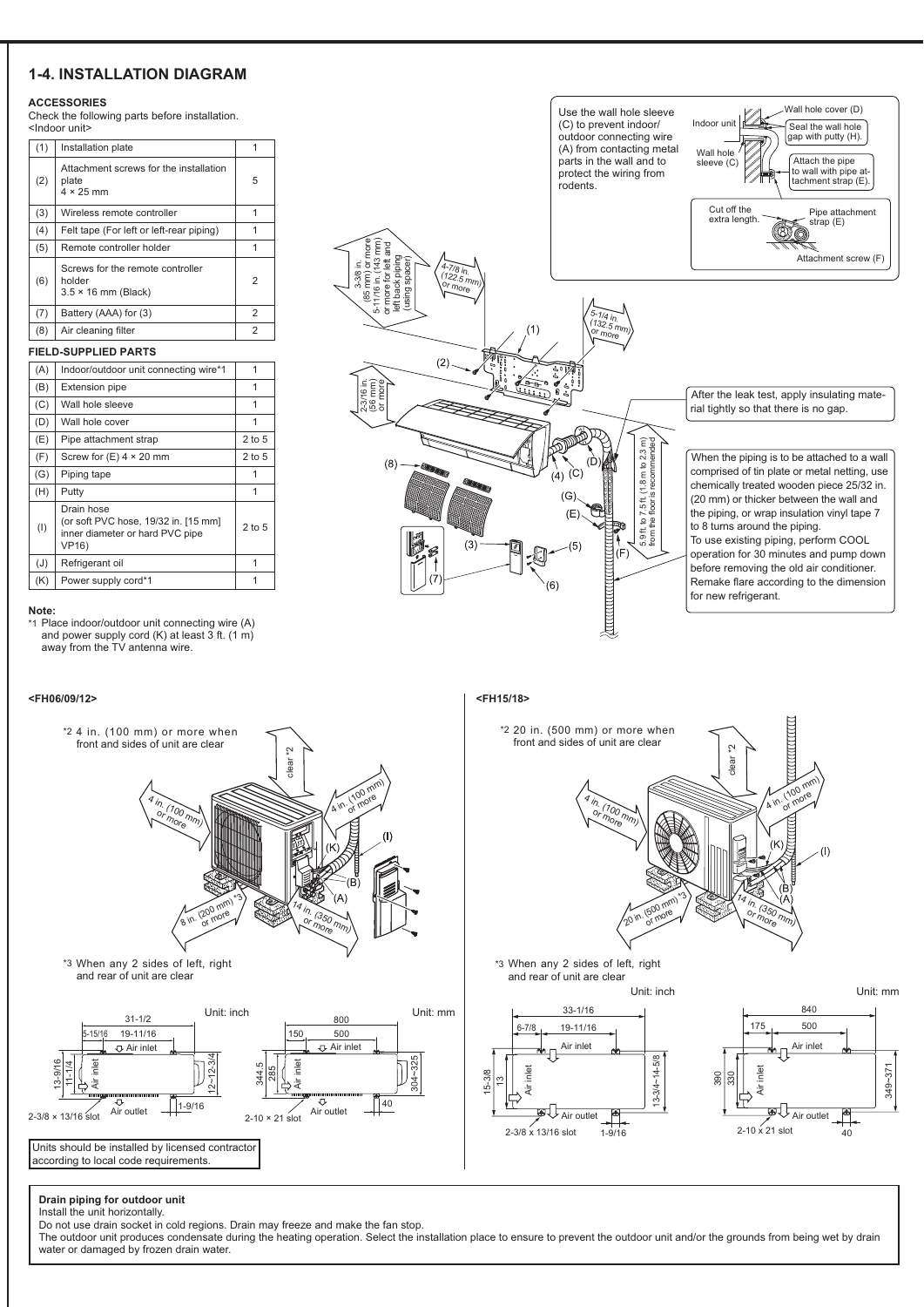## 1-4. INSTALLATION DIAGRAM

**ACCESSORIES**

Check the following parts before installation.
<Indoor unit>

| | | |
|---|---|---|
| (1) | Installation plate | 1 |
| (2) | Attachment screws for the installation plate 4 × 25 mm | 5 |
| (3) | Wireless remote controller | 1 |
| (4) | Felt tape (For left or left-rear piping) | 1 |
| (5) | Remote controller holder | 1 |
| (6) | Screws for the remote controller holder 3.5 × 16 mm (Black) | 2 |
| (7) | Battery (AAA) for (3) | 2 |
| (8) | Air cleaning filter | 2 |

**FIELD-SUPPLIED PARTS**

| | | |
|---|---|---|
| (A) | Indoor/outdoor unit connecting wire*1 | 1 |
| (B) | Extension pipe | 1 |
| (C) | Wall hole sleeve | 1 |
| (D) | Wall hole cover | 1 |
| (E) | Pipe attachment strap | 2 to 5 |
| (F) | Screw for (E) 4 × 20 mm | 2 to 5 |
| (G) | Piping tape | 1 |
| (H) | Putty | 1 |
| (I) | Drain hose (or soft PVC hose, 19/32 in. [15 mm] inner diameter or hard PVC pipe VP16) | 2 to 5 |
| (J) | Refrigerant oil | 1 |
| (K) | Power supply cord*1 | 1 |

**Note:**

*1 Place indoor/outdoor unit connecting wire (A) and power supply cord (K) at least 3 ft. (1 m) away from the TV antenna wire.

Use the wall hole sleeve (C) to prevent indoor/outdoor connecting wire (A) from contacting metal parts in the wall and to protect the wiring from rodents.

Indoor unit

Wall hole sleeve (C)

Wall hole cover (D)

Seal the wall hole gap with putty (H).

Attach the pipe to wall with pipe attachment strap (E).

Cut off the extra length.

Pipe attachment strap (E)

Attachment screw (F)

3-3/8 in. (85 mm) or more 5-11/16 in. (143 mm) or more for left and left back piping (using spacer)

4-7/8 in. (122.5 mm) or more

5-1/4 in. (132.5 mm) or more

2-3/16 in. (56 mm) or more

5.9 ft. to 7.5 ft. (1.8 m to 2.3 m) from the floor is recommended

(1) (2) (3) (4) (5) (6) (7) (8) (C) (D) (E) (F) (G)

After the leak test, apply insulating material tightly so that there is no gap.

When the piping is to be attached to a wall comprised of tin plate or metal netting, use chemically treated wooden piece 25/32 in. (20 mm) or thicker between the wall and the piping, or wrap insulation vinyl tape 7 to 8 turns around the piping.
To use existing piping, perform COOL operation for 30 minutes and pump down before removing the old air conditioner.
Remake flare according to the dimension for new refrigerant.

**<FH06/09/12>**

*2 4 in. (100 mm) or more when front and sides of unit are clear

clear *2

4 in. (100 mm) or more

4 in. (100 mm) or more

8 in. (200 mm) *3 or more

14 in. (350 mm) or more

(K) (B) (A) (I)

*3 When any 2 sides of left, right and rear of unit are clear

Unit: inch — 31-1/2, 5-15/16, 19-11/16, Air inlet, 13-9/16, 11-1/4, 12~12-3/4, Air outlet, 1-9/16, 2-3/8 × 13/16 slot

Unit: mm — 800, 150, 500, Air inlet, 344.5, 285, 304~325, Air outlet, 40, 2-10 × 21 slot

Units should be installed by licensed contractor according to local code requirements.

**<FH15/18>**

*2 20 in. (500 mm) or more when front and sides of unit are clear

clear *2

4 in. (100 mm) or more

4 in. (100 mm) or more

20 in. (500 mm) *3 or more

14 in. (350 mm) or more

(K) (B) (A) (I)

*3 When any 2 sides of left, right and rear of unit are clear

Unit: inch — 33-1/16, 6-7/8, 19-11/16, Air inlet, 15-3/8, 13, 13-3/4~14-5/8, Air outlet, 2-3/8 x 13/16 slot, 1-9/16

Unit: mm — 840, 175, 500, Air inlet, 390, 330, 349~371, Air outlet, 2-10 x 21 slot, 40

**Drain piping for outdoor unit**

Install the unit horizontally.
Do not use drain socket in cold regions. Drain may freeze and make the fan stop.
The outdoor unit produces condensate during the heating operation. Select the installation place to ensure to prevent the outdoor unit and/or the grounds from being wet by drain water or damaged by frozen drain water.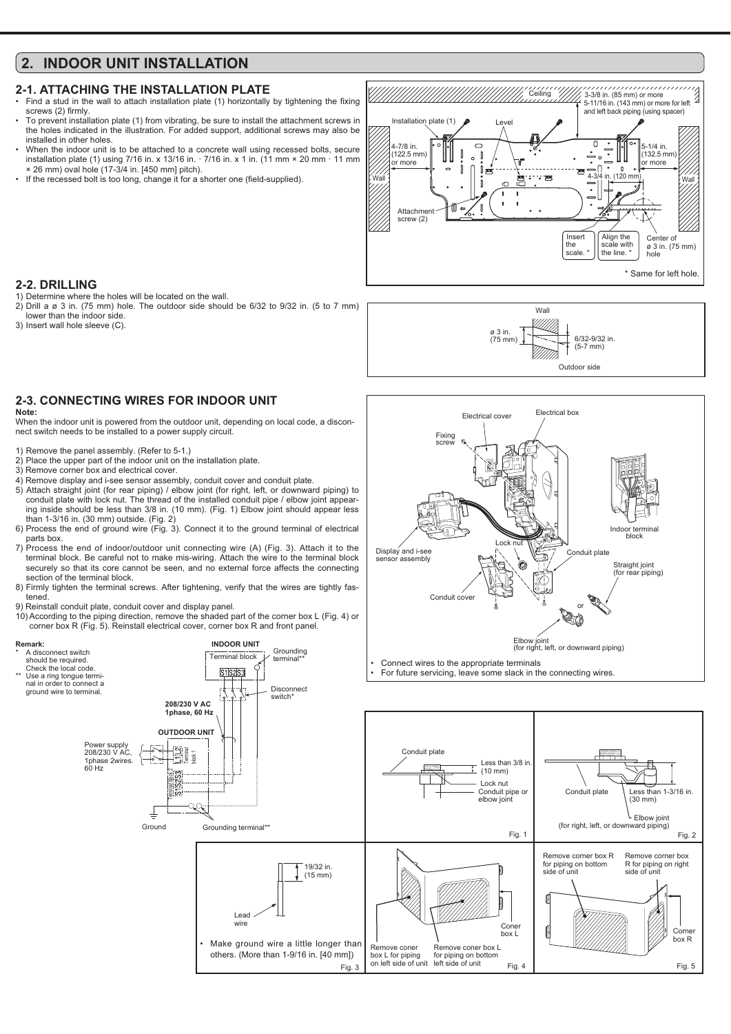## 2. INDOOR UNIT INSTALLATION

### 2-1. ATTACHING THE INSTALLATION PLATE

- Find a stud in the wall to attach installation plate (1) horizontally by tightening the fixing screws (2) firmly.
- To prevent installation plate (1) from vibrating, be sure to install the attachment screws in the holes indicated in the illustration. For added support, additional screws may also be installed in other holes.
- When the indoor unit is to be attached to a concrete wall using recessed bolts, secure installation plate (1) using 7/16 in. x 13/16 in. · 7/16 in. x 1 in. (11 mm × 20 mm · 11 mm × 26 mm) oval hole (17-3/4 in. [450 mm] pitch).
- If the recessed bolt is too long, change it for a shorter one (field-supplied).

Ceiling
3-3/8 in. (85 mm) or more
5-11/16 in. (143 mm) or more for left and left back piping (using spacer)
Installation plate (1)
Level
4-7/8 in. (122.5 mm) or more
5-1/4 in. (132.5 mm) or more
4-3/4 in. (120 mm)
Wall
Attachment screw (2)
Insert the scale. *
Align the scale with the line. *
Center of ø 3 in. (75 mm) hole
* Same for left hole.

### 2-2. DRILLING

1) Determine where the holes will be located on the wall.
2) Drill a ø 3 in. (75 mm) hole. The outdoor side should be 6/32 to 9/32 in. (5 to 7 mm) lower than the indoor side.
3) Insert wall hole sleeve (C).

Wall
ø 3 in. (75 mm)
6/32-9/32 in. (5-7 mm)
Outdoor side

### 2-3. CONNECTING WIRES FOR INDOOR UNIT

**Note:**
When the indoor unit is powered from the outdoor unit, depending on local code, a disconnect switch needs to be installed to a power supply circuit.

1) Remove the panel assembly. (Refer to 5-1.)
2) Place the upper part of the indoor unit on the installation plate.
3) Remove corner box and electrical cover.
4) Remove display and i-see sensor assembly, conduit cover and conduit plate.
5) Attach straight joint (for rear piping) / elbow joint (for right, left, or downward piping) to conduit plate with lock nut. The thread of the installed conduit pipe / elbow joint appearing inside should be less than 3/8 in. (10 mm). (Fig. 1) Elbow joint should appear less than 1-3/16 in. (30 mm) outside. (Fig. 2)
6) Process the end of ground wire (Fig. 3). Connect it to the ground terminal of electrical parts box.
7) Process the end of indoor/outdoor unit connecting wire (A) (Fig. 3). Attach it to the terminal block. Be careful not to make mis-wiring. Attach the wire to the terminal block securely so that its core cannot be seen, and no external force affects the connecting section of the terminal block.
8) Firmly tighten the terminal screws. After tightening, verify that the wires are tightly fastened.
9) Reinstall conduit plate, conduit cover and display panel.
10) According to the piping direction, remove the shaded part of the corner box L (Fig. 4) or corner box R (Fig. 5). Reinstall electrical cover, corner box R and front panel.

Electrical cover
Electrical box
Fixing screw
Indoor terminal block
Lock nut
Display and i-see sensor assembly
Conduit plate
Straight joint (for rear piping)
Conduit cover
or
Elbow joint (for right, left, or downward piping)

- Connect wires to the appropriate terminals
- For future servicing, leave some slack in the connecting wires.

**Remark:**
\* A disconnect switch should be required. Check the local code.
\*\* Use a ring tongue terminal in order to connect a ground wire to terminal.

INDOOR UNIT
Terminal block
S1 S2 S3
Grounding terminal**
Disconnect switch*
208/230 V AC 1phase, 60 Hz
OUTDOOR UNIT
Power supply 208/230 V AC, 1phase 2wires. 60 Hz
L1 L2 Terminal block 1
S1 S2 S3 Terminal block 2
Ground
Grounding terminal**

Conduit plate
Less than 3/8 in. (10 mm)
Lock nut
Conduit pipe or elbow joint
Fig. 1

Conduit plate
Less than 1-3/16 in. (30 mm)
Elbow joint (for right, left, or downward piping)
Fig. 2

19/32 in. (15 mm)
Lead wire
- Make ground wire a little longer than others. (More than 1-9/16 in. [40 mm])

Fig. 3

Coner box L
Remove coner box L for piping on left side of unit
Remove coner box L for piping on bottom left side of unit
Fig. 4

Remove corner box R for piping on bottom side of unit
Remove corner box R for piping on right side of unit
Corner box R
Fig. 5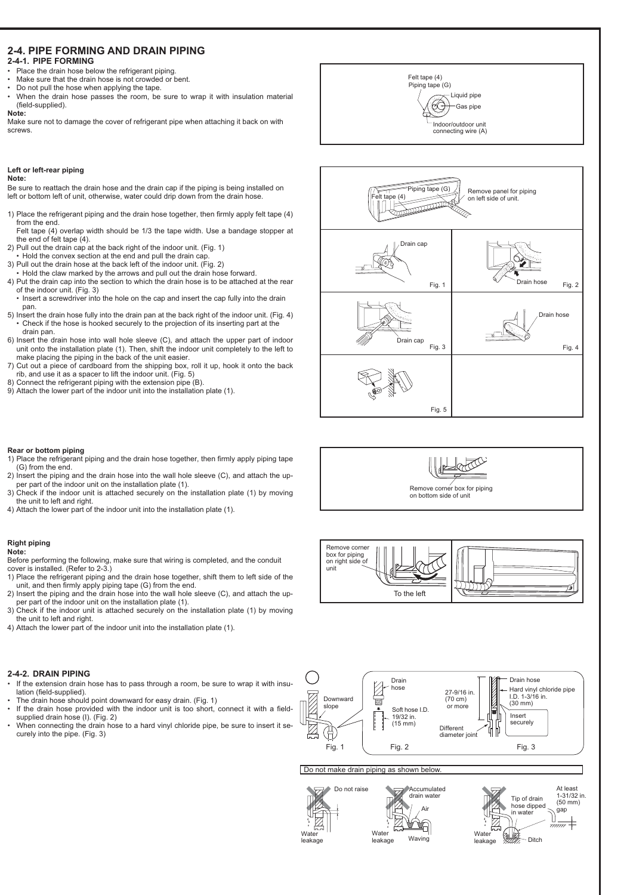## 2-4. PIPE FORMING AND DRAIN PIPING

### 2-4-1. PIPE FORMING

- Place the drain hose below the refrigerant piping.
- Make sure that the drain hose is not crowded or bent.
- Do not pull the hose when applying the tape.
- When the drain hose passes the room, be sure to wrap it with insulation material (field-supplied).

**Note:**
Make sure not to damage the cover of refrigerant pipe when attaching it back on with screws.

Felt tape (4)
Piping tape (G)
Liquid pipe
Gas pipe
Indoor/outdoor unit connecting wire (A)

#### Left or left-rear piping

**Note:**
Be sure to reattach the drain hose and the drain cap if the piping is being installed on left or bottom left of unit, otherwise, water could drip down from the drain hose.

1) Place the refrigerant piping and the drain hose together, then firmly apply felt tape (4) from the end.
   Felt tape (4) overlap width should be 1/3 the tape width. Use a bandage stopper at the end of felt tape (4).
2) Pull out the drain cap at the back right of the indoor unit. (Fig. 1)
   - Hold the convex section at the end and pull the drain cap.
3) Pull out the drain hose at the back left of the indoor unit. (Fig. 2)
   - Hold the claw marked by the arrows and pull out the drain hose forward.
4) Put the drain cap into the section to which the drain hose is to be attached at the rear of the indoor unit. (Fig. 3)
   - Insert a screwdriver into the hole on the cap and insert the cap fully into the drain pan.
5) Insert the drain hose fully into the drain pan at the back right of the indoor unit. (Fig. 4)
   - Check if the hose is hooked securely to the projection of its inserting part at the drain pan.
6) Insert the drain hose into wall hole sleeve (C), and attach the upper part of indoor unit onto the installation plate (1). Then, shift the indoor unit completely to the left to make placing the piping in the back of the unit easier.
7) Cut out a piece of cardboard from the shipping box, roll it up, hook it onto the back rib, and use it as a spacer to lift the indoor unit. (Fig. 5)
8) Connect the refrigerant piping with the extension pipe (B).
9) Attach the lower part of the indoor unit into the installation plate (1).

Felt tape (4) Piping tape (G) Remove panel for piping on left side of unit.

Drain cap Fig. 1

Drain hose Fig. 2

Drain cap Fig. 3

Drain hose Fig. 4

Fig. 5

#### Rear or bottom piping

1) Place the refrigerant piping and the drain hose together, then firmly apply piping tape (G) from the end.
2) Insert the piping and the drain hose into the wall hole sleeve (C), and attach the upper part of the indoor unit on the installation plate (1).
3) Check if the indoor unit is attached securely on the installation plate (1) by moving the unit to left and right.
4) Attach the lower part of the indoor unit into the installation plate (1).

Remove corner box for piping on bottom side of unit

#### Right piping

**Note:**
Before performing the following, make sure that wiring is completed, and the conduit cover is installed. (Refer to 2-3.)

1) Place the refrigerant piping and the drain hose together, shift them to left side of the unit, and then firmly apply piping tape (G) from the end.
2) Insert the piping and the drain hose into the wall hole sleeve (C), and attach the upper part of the indoor unit on the installation plate (1).
3) Check if the indoor unit is attached securely on the installation plate (1) by moving the unit to left and right.
4) Attach the lower part of the indoor unit into the installation plate (1).

Remove corner box for piping on right side of unit
To the left

### 2-4-2. DRAIN PIPING

- If the extension drain hose has to pass through a room, be sure to wrap it with insulation (field-supplied).
- The drain hose should point downward for easy drain. (Fig. 1)
- If the drain hose provided with the indoor unit is too short, connect it with a field-supplied drain hose (I). (Fig. 2)
- When connecting the drain hose to a hard vinyl chloride pipe, be sure to insert it securely into the pipe. (Fig. 3)

Downward slope Fig. 1

Drain hose
Soft hose I.D. 19/32 in. (15 mm) Fig. 2

27-9/16 in. (70 cm) or more
Different diameter joint
Drain hose
Hard vinyl chloride pipe I.D. 1-3/16 in. (30 mm)
Insert securely Fig. 3

Do not make drain piping as shown below.

Do not raise — Water leakage

Accumulated drain water — Air — Water leakage — Waving

Tip of drain hose dipped in water — At least 1-31/32 in. (50 mm) gap — Water leakage — Ditch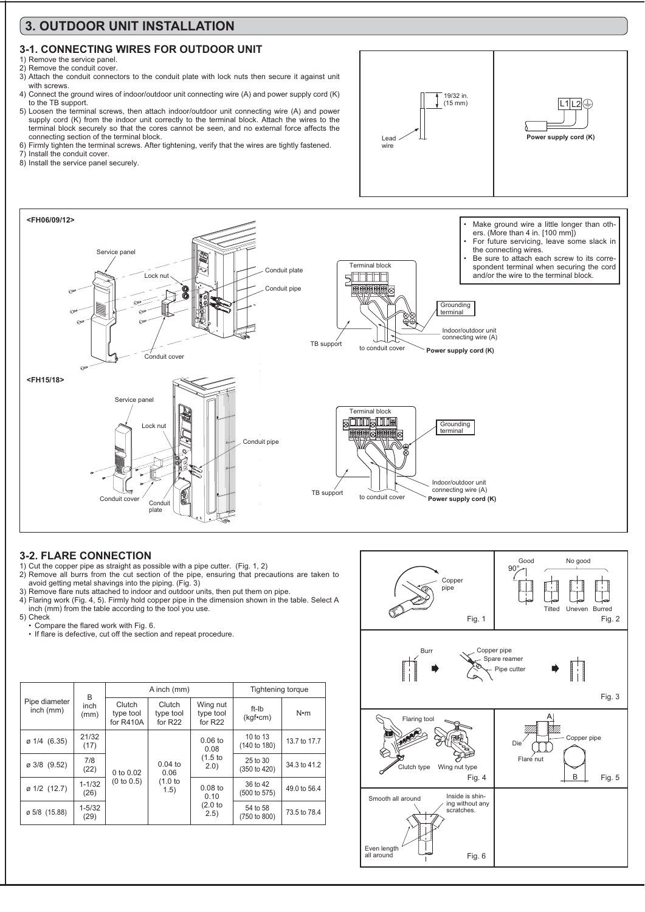# 3. OUTDOOR UNIT INSTALLATION

## 3-1. CONNECTING WIRES FOR OUTDOOR UNIT

1) Remove the service panel.
2) Remove the conduit cover.
3) Attach the conduit connectors to the conduit plate with lock nuts then secure it against unit with screws.
4) Connect the ground wires of indoor/outdoor unit connecting wire (A) and power supply cord (K) to the TB support.
5) Loosen the terminal screws, then attach indoor/outdoor unit connecting wire (A) and power supply cord (K) from the indoor unit correctly to the terminal block. Attach the wires to the terminal block securely so that the cores cannot be seen, and no external force affects the connecting section of the terminal block.
6) Firmly tighten the terminal screws. After tightening, verify that the wires are tightly fastened.
7) Install the conduit cover.
8) Install the service panel securely.

19/32 in. (15 mm)

Lead wire

L1 L2

Power supply cord (K)

<FH06/09/12>

Service panel

Lock nut

Conduit plate

Conduit pipe

Conduit cover

Terminal block

Grounding terminal

Indoor/outdoor unit connecting wire (A)

TB support

to conduit cover

Power supply cord (K)

- Make ground wire a little longer than others. (More than 4 in. [100 mm])
- For future servicing, leave some slack in the connecting wires.
- Be sure to attach each screw to its correspondent terminal when securing the cord and/or the wire to the terminal block.

<FH15/18>

Service panel

Lock nut

Conduit pipe

Conduit cover

Conduit plate

Terminal block

Grounding terminal

Indoor/outdoor unit connecting wire (A)

TB support

to conduit cover

Power supply cord (K)

## 3-2. FLARE CONNECTION

1) Cut the copper pipe as straight as possible with a pipe cutter. (Fig. 1, 2)
2) Remove all burrs from the cut section of the pipe, ensuring that precautions are taken to avoid getting metal shavings into the piping. (Fig. 3)
3) Remove flare nuts attached to indoor and outdoor units, then put them on pipe.
4) Flaring work (Fig. 4, 5). Firmly hold copper pipe in the dimension shown in the table. Select A inch (mm) from the table according to the tool you use.
5) Check
   - Compare the flared work with Fig. 6.
   - If flare is defective, cut off the section and repeat procedure.

| Pipe diameter inch (mm) | B inch (mm) | A inch (mm) | | | Tightening torque | |
|---|---|---|---|---|---|---|
| | | Clutch type tool for R410A | Clutch type tool for R22 | Wing nut type tool for R22 | ft-lb (kgf•cm) | N•m |
| ø 1/4 (6.35) | 21/32 (17) | 0 to 0.02 (0 to 0.5) | 0.04 to 0.06 (1.0 to 1.5) | 0.06 to 0.08 (1.5 to 2.0) | 10 to 13 (140 to 180) | 13.7 to 17.7 |
| ø 3/8 (9.52) | 7/8 (22) | | | | 25 to 30 (350 to 420) | 34.3 to 41.2 |
| ø 1/2 (12.7) | 1-1/32 (26) | | | 0.08 to 0.10 (2.0 to 2.5) | 36 to 42 (500 to 575) | 49.0 to 56.4 |
| ø 5/8 (15.88) | 1-5/32 (29) | | | | 54 to 58 (750 to 800) | 73.5 to 78.4 |

Copper pipe

Fig. 1

Good 90°

No good

Tilted Uneven Burred

Fig. 2

Burr

Copper pipe

Spare reamer

Pipe cutter

Fig. 3

Flaring tool

Clutch type Wing nut type

Fig. 4

A

Die

Copper pipe

Flare nut

B

Fig. 5

Smooth all around

Inside is shining without any scratches.

Even length all around

Fig. 6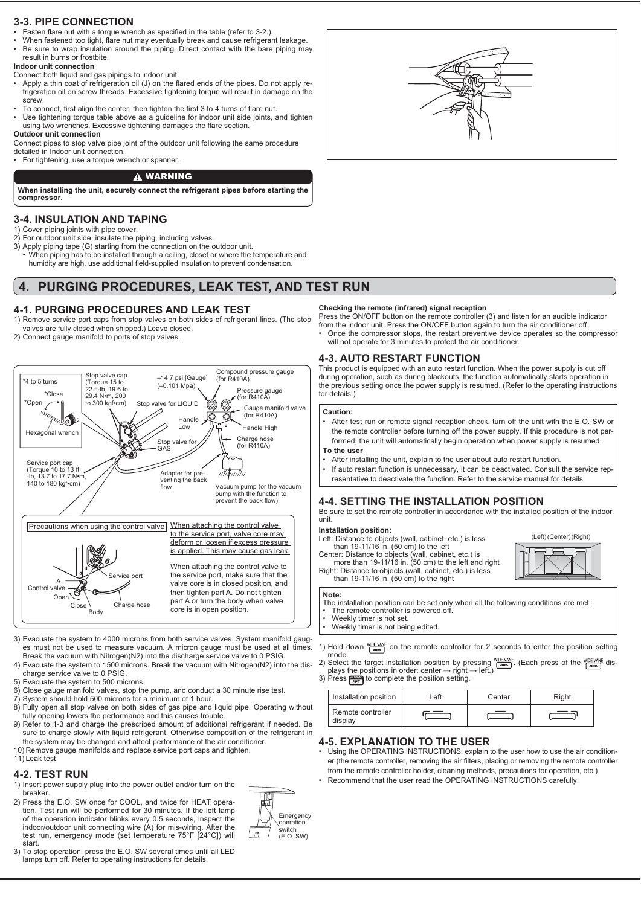## 3-3. PIPE CONNECTION

- Fasten flare nut with a torque wrench as specified in the table (refer to 3-2.).
- When fastened too tight, flare nut may eventually break and cause refrigerant leakage.
- Be sure to wrap insulation around the piping. Direct contact with the bare piping may result in burns or frostbite.

**Indoor unit connection**

Connect both liquid and gas pipings to indoor unit.

- Apply a thin coat of refrigeration oil (J) on the flared ends of the pipes. Do not apply refrigeration oil on screw threads. Excessive tightening torque will result in damage on the screw.
- To connect, first align the center, then tighten the first 3 to 4 turns of flare nut.
- Use tightening torque table above as a guideline for indoor unit side joints, and tighten using two wrenches. Excessive tightening damages the flare section.

**Outdoor unit connection**

Connect pipes to stop valve pipe joint of the outdoor unit following the same procedure detailed in Indoor unit connection.

- For tightening, use a torque wrench or spanner.

> **⚠ WARNING**
>
> **When installing the unit, securely connect the refrigerant pipes before starting the compressor.**

## 3-4. INSULATION AND TAPING

1) Cover piping joints with pipe cover.
2) For outdoor unit side, insulate the piping, including valves.
3) Apply piping tape (G) starting from the connection on the outdoor unit.
   - When piping has to be installed through a ceiling, closet or where the temperature and humidity are high, use additional field-supplied insulation to prevent condensation.

# 4. PURGING PROCEDURES, LEAK TEST, AND TEST RUN

## 4-1. PURGING PROCEDURES AND LEAK TEST

1) Remove service port caps from stop valves on both sides of refrigerant lines. (The stop valves are fully closed when shipped.) Leave closed.
2) Connect gauge manifold to ports of stop valves.

*4 to 5 turns
*Close
*Open
Hexagonal wrench
Stop valve cap (Torque 15 to 22 ft-lb, 19.6 to 29.4 N•m, 200 to 300 kgf•cm)
–14.7 psi [Gauge] (–0.101 Mpa)
Compound pressure gauge (for R410A)
Pressure gauge (for R410A)
Gauge manifold valve (for R410A)
Stop valve for LIQUID
Handle Low
Handle High
Stop valve for GAS
Charge hose (for R410A)
Service port cap (Torque 10 to 13 ft-lb, 13.7 to 17.7 N•m, 140 to 180 kgf•cm)
Adapter for preventing the back flow
Vacuum pump (or the vacuum pump with the function to prevent the back flow)

**Precautions when using the control valve**

When attaching the control valve to the service port, valve core may deform or loosen if excess pressure is applied. This may cause gas leak.

When attaching the control valve to the service port, make sure that the valve core is in closed position, and then tighten part A. Do not tighten part A or turn the body when valve core is in open position.

A, Control valve, Open, Close, Body, Service port, Charge hose

3) Evacuate the system to 4000 microns from both service valves. System manifold gauges must not be used to measure vacuum. A micron gauge must be used at all times. Break the vacuum with Nitrogen(N2) into the discharge service valve to 0 PSIG.
4) Evacuate the system to 1500 microns. Break the vacuum with Nitrogen(N2) into the discharge service valve to 0 PSIG.
5) Evacuate the system to 500 microns.
6) Close gauge manifold valves, stop the pump, and conduct a 30 minute rise test.
7) System should hold 500 microns for a minimum of 1 hour.
8) Fully open all stop valves on both sides of gas pipe and liquid pipe. Operating without fully opening lowers the performance and this causes trouble.
9) Refer to 1-3 and charge the prescribed amount of additional refrigerant if needed. Be sure to charge slowly with liquid refrigerant. Otherwise composition of the refrigerant in the system may be changed and affect performance of the air conditioner.
10) Remove gauge manifolds and replace service port caps and tighten.
11) Leak test

## 4-2. TEST RUN

1) Insert power supply plug into the power outlet and/or turn on the breaker.
2) Press the E.O. SW once for COOL, and twice for HEAT operation. Test run will be performed for 30 minutes. If the left lamp of the operation indicator blinks every 0.5 seconds, inspect the indoor/outdoor unit connecting wire (A) for mis-wiring. After the test run, emergency mode (set temperature 75°F [24°C]) will start.
3) To stop operation, press the E.O. SW several times until all LED lamps turn off. Refer to operating instructions for details.

Emergency operation switch (E.O. SW)

**Checking the remote (infrared) signal reception**

Press the ON/OFF button on the remote controller (3) and listen for an audible indicator from the indoor unit. Press the ON/OFF button again to turn the air conditioner off.

- Once the compressor stops, the restart preventive device operates so the compressor will not operate for 3 minutes to protect the air conditioner.

## 4-3. AUTO RESTART FUNCTION

This product is equipped with an auto restart function. When the power supply is cut off during operation, such as during blackouts, the function automatically starts operation in the previous setting once the power supply is resumed. (Refer to the operating instructions for details.)

**Caution:**

- After test run or remote signal reception check, turn off the unit with the E.O. SW or the remote controller before turning off the power supply. If this procedure is not performed, the unit will automatically begin operation when power supply is resumed.

**To the user**

- After installing the unit, explain to the user about auto restart function.
- If auto restart function is unnecessary, it can be deactivated. Consult the service representative to deactivate the function. Refer to the service manual for details.

## 4-4. SETTING THE INSTALLATION POSITION

Be sure to set the remote controller in accordance with the installed position of the indoor unit.

**Installation position:**

Left: Distance to objects (wall, cabinet, etc.) is less than 19-11/16 in. (50 cm) to the left
Center: Distance to objects (wall, cabinet, etc.) is more than 19-11/16 in. (50 cm) to the left and right
Right: Distance to objects (wall, cabinet, etc.) is less than 19-11/16 in. (50 cm) to the right

(Left) (Center) (Right)

**Note:**

The installation position can be set only when all the following conditions are met:

- The remote controller is powered off.
- Weekly timer is not set.
- Weekly timer is not being edited.

1) Hold down WIDE VANE on the remote controller for 2 seconds to enter the position setting mode.
2) Select the target installation position by pressing WIDE VANE. (Each press of the WIDE VANE displays the positions in order: center → right → left.)
3) Press SET to complete the position setting.

| Installation position | Left | Center | Right |
|---|---|---|---|
| Remote controller display | | | |

## 4-5. EXPLANATION TO THE USER

- Using the OPERATING INSTRUCTIONS, explain to the user how to use the air conditioner (the remote controller, removing the air filters, placing or removing the remote controller from the remote controller holder, cleaning methods, precautions for operation, etc.)
- Recommend that the user read the OPERATING INSTRUCTIONS carefully.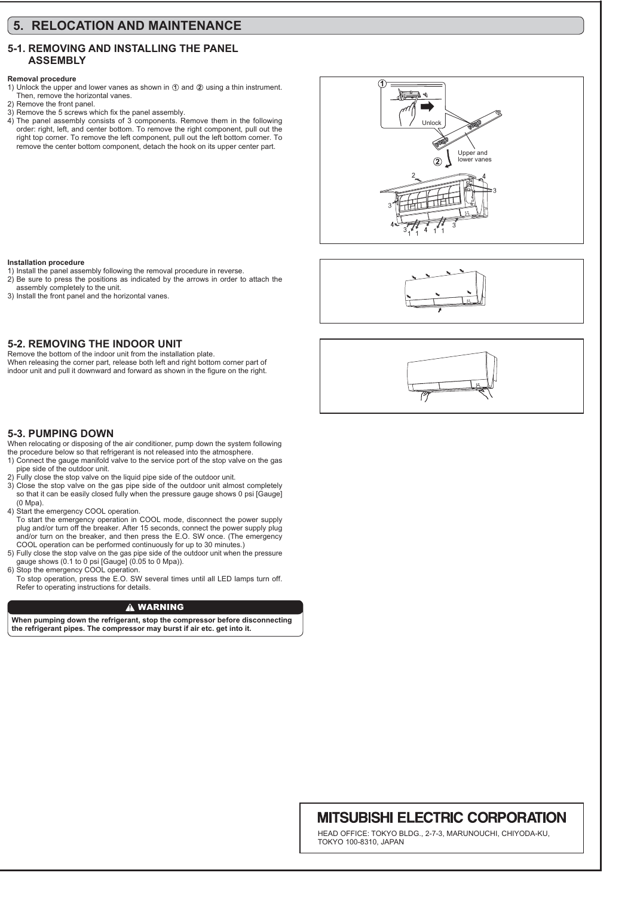## 5. RELOCATION AND MAINTENANCE

### 5-1. REMOVING AND INSTALLING THE PANEL ASSEMBLY

**Removal procedure**

1) Unlock the upper and lower vanes as shown in ① and ② using a thin instrument. Then, remove the horizontal vanes.
2) Remove the front panel.
3) Remove the 5 screws which fix the panel assembly.
4) The panel assembly consists of 3 components. Remove them in the following order: right, left, and center bottom. To remove the right component, pull out the right top corner. To remove the left component, pull out the left bottom corner. To remove the center bottom component, detach the hook on its upper center part.

①
Unlock
Upper and lower vanes
②

**Installation procedure**

1) Install the panel assembly following the removal procedure in reverse.
2) Be sure to press the positions as indicated by the arrows in order to attach the assembly completely to the unit.
3) Install the front panel and the horizontal vanes.

### 5-2. REMOVING THE INDOOR UNIT

Remove the bottom of the indoor unit from the installation plate.
When releasing the corner part, release both left and right bottom corner part of indoor unit and pull it downward and forward as shown in the figure on the right.

### 5-3. PUMPING DOWN

When relocating or disposing of the air conditioner, pump down the system following the procedure below so that refrigerant is not released into the atmosphere.

1) Connect the gauge manifold valve to the service port of the stop valve on the gas pipe side of the outdoor unit.
2) Fully close the stop valve on the liquid pipe side of the outdoor unit.
3) Close the stop valve on the gas pipe side of the outdoor unit almost completely so that it can be easily closed fully when the pressure gauge shows 0 psi [Gauge] (0 Mpa).
4) Start the emergency COOL operation.
   To start the emergency operation in COOL mode, disconnect the power supply plug and/or turn off the breaker. After 15 seconds, connect the power supply plug and/or turn on the breaker, and then press the E.O. SW once. (The emergency COOL operation can be performed continuously for up to 30 minutes.)
5) Fully close the stop valve on the gas pipe side of the outdoor unit when the pressure gauge shows (0.1 to 0 psi [Gauge] (0.05 to 0 Mpa)).
6) Stop the emergency COOL operation.
   To stop operation, press the E.O. SW several times until all LED lamps turn off. Refer to operating instructions for details.

**⚠ WARNING**

**When pumping down the refrigerant, stop the compressor before disconnecting the refrigerant pipes. The compressor may burst if air etc. get into it.**

**MITSUBISHI ELECTRIC CORPORATION**

HEAD OFFICE: TOKYO BLDG., 2-7-3, MARUNOUCHI, CHIYODA-KU, TOKYO 100-8310, JAPAN